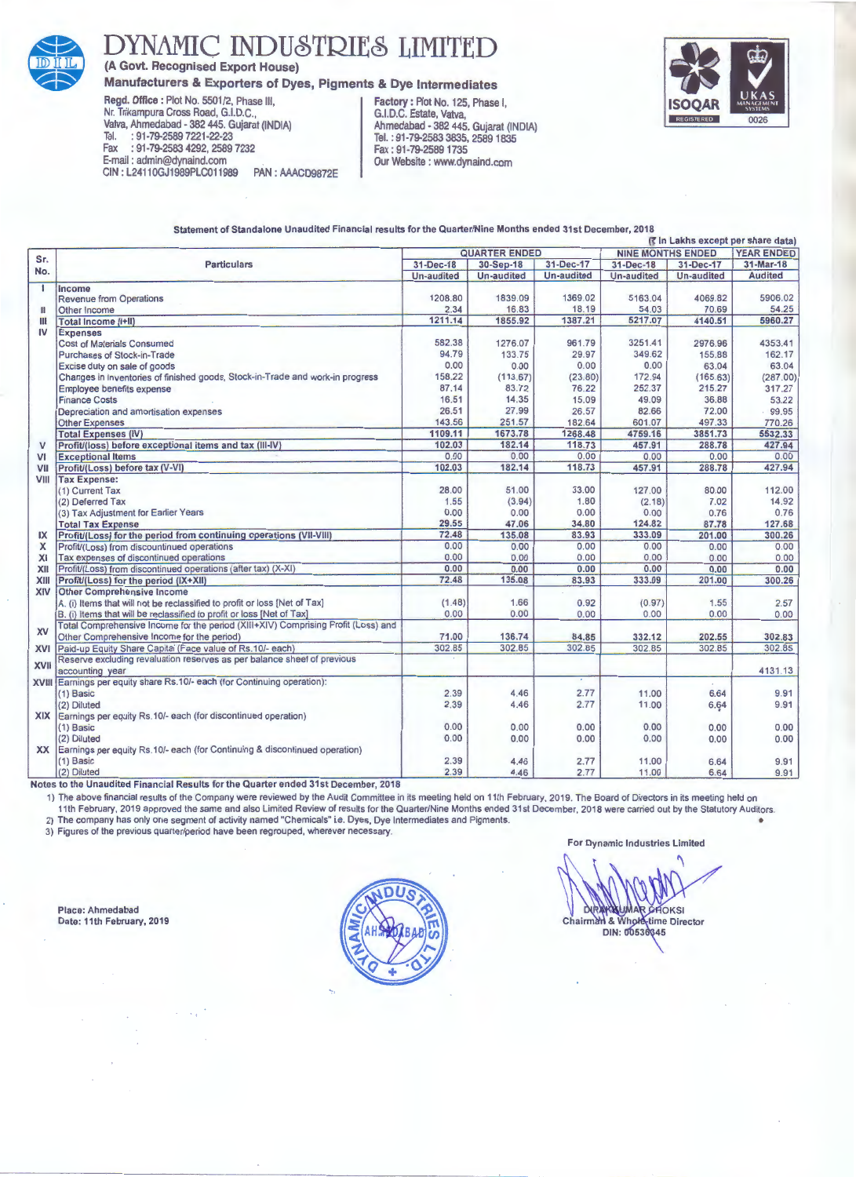# DYNAMIC INDUSTRIES LIMITED

**(A Govt. Recognised Export House)**

**Manufacturers & Exporters of Dyes, Pigments & Dye Intermediates**

**Regd. Office :** Plot No. 5501/2, Phase III, Nr. Trikampura Cross Road, G.I.D.C., Vatva, Ahmedabad - 382 445. Gujarat (INDIA)
Tel. : 91-79-2589 7221-22-23
Fax : 91-79-2583 4292, 2589 7232
E-mail : admin@dynaind.com
CIN : L24110GJ1989PLC011989 PAN : AAACD9872E

**Factory :** Plot No. 125, Phase I, G.I.D.C. Estate, Vatva, Ahmedabad - 382 445. Gujarat (INDIA)
Tel. : 91-79-2583 3835, 2589 1835
Fax : 91-79-2589 1735
Our Website : www.dynaind.com

**Statement of Standalone Unaudited Financial results for the Quarter/Nine Months ended 31st December, 2018**

(₹ In Lakhs except per share data)

| Sr. No. | Particulars | QUARTER ENDED | | | NINE MONTHS ENDED | | YEAR ENDED |
|---|---|---|---|---|---|---|---|
| | | 31-Dec-18 | 30-Sep-18 | 31-Dec-17 | 31-Dec-18 | 31-Dec-17 | 31-Mar-18 |
| | | Un-audited | Un-audited | Un-audited | Un-audited | Un-audited | Audited |
| I | **Income** | | | | | | |
| | Revenue from Operations | 1208.80 | 1839.09 | 1369.02 | 5163.04 | 4069.82 | 5906.02 |
| II | Other Income | 2.34 | 16.83 | 18.19 | 54.03 | 70.69 | 54.25 |
| III | **Total Income (I+II)** | 1211.14 | 1855.92 | 1387.21 | 5217.07 | 4140.51 | 5960.27 |
| IV | **Expenses** | | | | | | |
| | Cost of Materials Consumed | 582.38 | 1276.07 | 961.79 | 3251.41 | 2976.96 | 4353.41 |
| | Purchases of Stock-in-Trade | 94.79 | 133.75 | 29.97 | 349.62 | 155.88 | 162.17 |
| | Excise duty on sale of goods | 0.00 | 0.00 | 0.00 | 0.00 | 63.04 | 63.04 |
| | Changes in inventories of finished goods, Stock-in-Trade and work-in progress | 158.22 | (113.67) | (23.80) | 172.94 | (165.63) | (287.00) |
| | Employee benefits expense | 87.14 | 83.72 | 76.22 | 252.37 | 215.27 | 317.27 |
| | Finance Costs | 16.51 | 14.35 | 15.09 | 49.09 | 36.88 | 53.22 |
| | Depreciation and amortisation expenses | 26.51 | 27.99 | 26.57 | 82.66 | 72.00 | 99.95 |
| | Other Expenses | 143.56 | 251.57 | 182.64 | 601.07 | 497.33 | 770.26 |
| | **Total Expenses (IV)** | 1109.11 | 1673.78 | 1268.48 | 4759.16 | 3851.73 | 5532.33 |
| V | **Profit/(loss) before exceptional items and tax (III-IV)** | 102.03 | 182.14 | 118.73 | 457.91 | 288.78 | 427.94 |
| VI | **Exceptional Items** | 0.00 | 0.00 | 0.00 | 0.00 | 0.00 | 0.00 |
| VII | **Profit/(Loss) before tax (V-VI)** | 102.03 | 182.14 | 118.73 | 457.91 | 288.78 | 427.94 |
| VIII | **Tax Expense:** | | | | | | |
| | (1) Current Tax | 28.00 | 51.00 | 33.00 | 127.00 | 80.00 | 112.00 |
| | (2) Deferred Tax | 1.55 | (3.94) | 1.80 | (2.18) | 7.02 | 14.92 |
| | (3) Tax Adjustment for Earlier Years | 0.00 | 0.00 | 0.00 | 0.00 | 0.76 | 0.76 |
| | **Total Tax Expense** | 29.55 | 47.06 | 34.80 | 124.82 | 87.78 | 127.68 |
| IX | **Profit/(Loss) for the period from continuing operations (VII-VIII)** | 72.48 | 135.08 | 83.93 | 333.09 | 201.00 | 300.26 |
| X | Profit/(Loss) from discontinued operations | 0.00 | 0.00 | 0.00 | 0.00 | 0.00 | 0.00 |
| XI | Tax expenses of discontinued operations | 0.00 | 0.00 | 0.00 | 0.00 | 0.00 | 0.00 |
| XII | Profit/(Loss) from discontinued operations (after tax) (X-XI) | 0.00 | 0.00 | 0.00 | 0.00 | 0.00 | 0.00 |
| XIII | **Profit/(Loss) for the period (IX+XII)** | 72.48 | 135.08 | 83.93 | 333.09 | 201.00 | 300.26 |
| XIV | **Other Comprehensive Income** | | | | | | |
| | A. (i) Items that will not be reclassified to profit or loss [Net of Tax] | (1.48) | 1.66 | 0.92 | (0.97) | 1.55 | 2.57 |
| | B. (i) Items that will be reclassified to profit or loss [Net of Tax] | 0.00 | 0.00 | 0.00 | 0.00 | 0.00 | 0.00 |
| XV | Total Comprehensive Income for the period (XIII+XIV) Comprising Profit (Loss) and Other Comprehensive Income for the period) | 71.00 | 136.74 | 84.85 | 332.12 | 202.55 | 302.83 |
| XVI | Paid-up Equity Share Capital (Face value of Rs.10/- each) | 302.85 | 302.85 | 302.85 | 302.85 | 302.85 | 302.85 |
| XVII | Reserve excluding revaluation reserves as per balance sheet of previous accounting year | | | | | | 4131.13 |
| XVIII | Earnings per equity share Rs.10/- each (for Continuing operation): | | | | | | |
| | (1) Basic | 2.39 | 4.46 | 2.77 | 11.00 | 6.64 | 9.91 |
| | (2) Diluted | 2.39 | 4.46 | 2.77 | 11.00 | 6.64 | 9.91 |
| XIX | Earnings per equity Rs.10/- each (for discontinued operation) | | | | | | |
| | (1) Basic | 0.00 | 0.00 | 0.00 | 0.00 | 0.00 | 0.00 |
| | (2) Diluted | 0.00 | 0.00 | 0.00 | 0.00 | 0.00 | 0.00 |
| XX | Earnings per equity Rs.10/- each (for Continuing & discontinued operation) | | | | | | |
| | (1) Basic | 2.39 | 4.46 | 2.77 | 11.00 | 6.64 | 9.91 |
| | (2) Diluted | 2.39 | 4.46 | 2.77 | 11.00 | 6.64 | 9.91 |

**Notes to the Unaudited Financial Results for the Quarter ended 31st December, 2018**

1) The above financial results of the Company were reviewed by the Audit Committee in its meeting held on 11th February, 2019. The Board of Directors in its meeting held on 11th February, 2019 approved the same and also Limited Review of results for the Quarter/Nine Months ended 31st December, 2018 were carried out by the Statutory Auditors.
2) The company has only one segment of activity named "Chemicals" i.e. Dyes, Dye Intermediates and Pigments.
3) Figures of the previous quarter/period have been regrouped, wherever necessary.

For Dynamic Industries Limited

DIPAKKUMAR CHOKSI
Chairman & Whole-time Director
DIN: 00536345

Place: Ahmedabad
Date: 11th February, 2019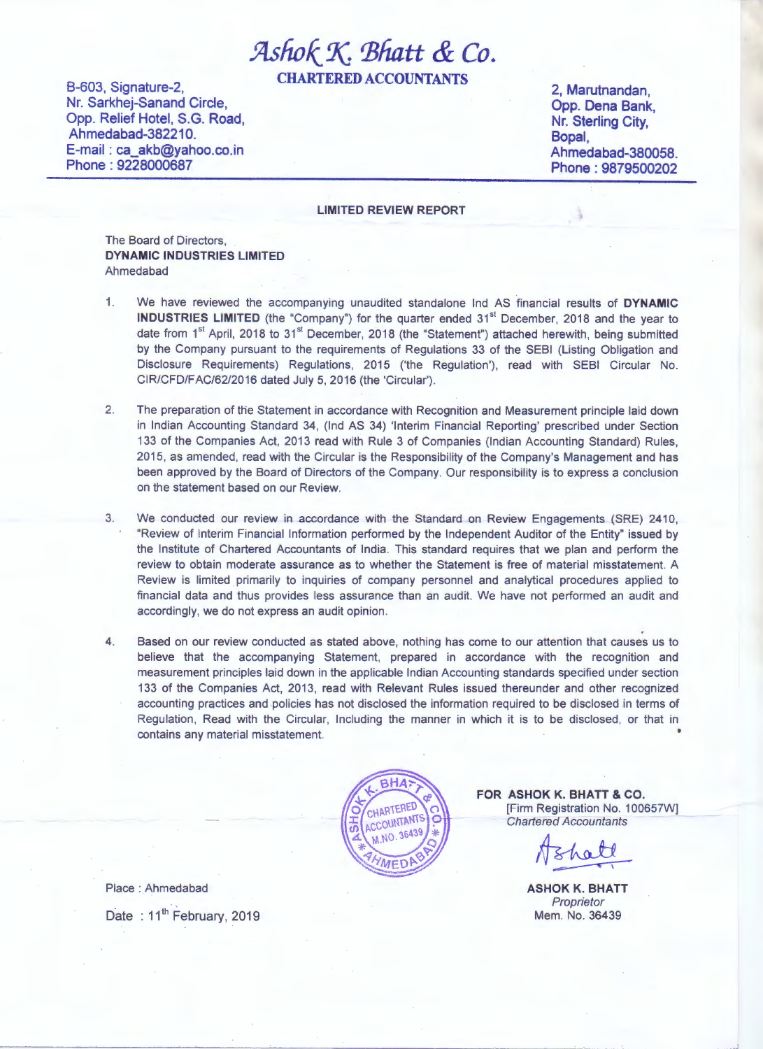# *Ashok K. Bhatt & Co.*

**CHARTERED ACCOUNTANTS**

B-603, Signature-2,
Nr. Sarkhej-Sanand Circle,
Opp. Relief Hotel, S.G. Road,
Ahmedabad-382210.
E-mail : ca_akb@yahoo.co.in
Phone : 9228000687

2, Marutnandan,
Opp. Dena Bank,
Nr. Sterling City,
Bopal,
Ahmedabad-380058.
Phone : 9879500202

## LIMITED REVIEW REPORT

The Board of Directors,
**DYNAMIC INDUSTRIES LIMITED**
Ahmedabad

1. We have reviewed the accompanying unaudited standalone Ind AS financial results of **DYNAMIC INDUSTRIES LIMITED** (the "Company") for the quarter ended 31st December, 2018 and the year to date from 1st April, 2018 to 31st December, 2018 (the "Statement") attached herewith, being submitted by the Company pursuant to the requirements of Regulations 33 of the SEBI (Listing Obligation and Disclosure Requirements) Regulations, 2015 ('the Regulation'), read with SEBI Circular No. CIR/CFD/FAC/62/2016 dated July 5, 2016 (the 'Circular').

2. The preparation of the Statement in accordance with Recognition and Measurement principle laid down in Indian Accounting Standard 34, (Ind AS 34) 'Interim Financial Reporting' prescribed under Section 133 of the Companies Act, 2013 read with Rule 3 of Companies (Indian Accounting Standard) Rules, 2015, as amended, read with the Circular is the Responsibility of the Company's Management and has been approved by the Board of Directors of the Company. Our responsibility is to express a conclusion on the statement based on our Review.

3. We conducted our review in accordance with the Standard on Review Engagements (SRE) 2410, "Review of Interim Financial Information performed by the Independent Auditor of the Entity" issued by the Institute of Chartered Accountants of India. This standard requires that we plan and perform the review to obtain moderate assurance as to whether the Statement is free of material misstatement. A Review is limited primarily to inquiries of company personnel and analytical procedures applied to financial data and thus provides less assurance than an audit. We have not performed an audit and accordingly, we do not express an audit opinion.

4. Based on our review conducted as stated above, nothing has come to our attention that causes us to believe that the accompanying Statement, prepared in accordance with the recognition and measurement principles laid down in the applicable Indian Accounting standards specified under section 133 of the Companies Act, 2013, read with Relevant Rules issued thereunder and other recognized accounting practices and policies has not disclosed the information required to be disclosed in terms of Regulation, Read with the Circular, Including the manner in which it is to be disclosed, or that in contains any material misstatement.

**FOR ASHOK K. BHATT & CO.**
[Firm Registration No. 100657W]
*Chartered Accountants*

**ASHOK K. BHATT**
*Proprietor*
Mem. No. 36439

Place : Ahmedabad

Date : 11th February, 2019